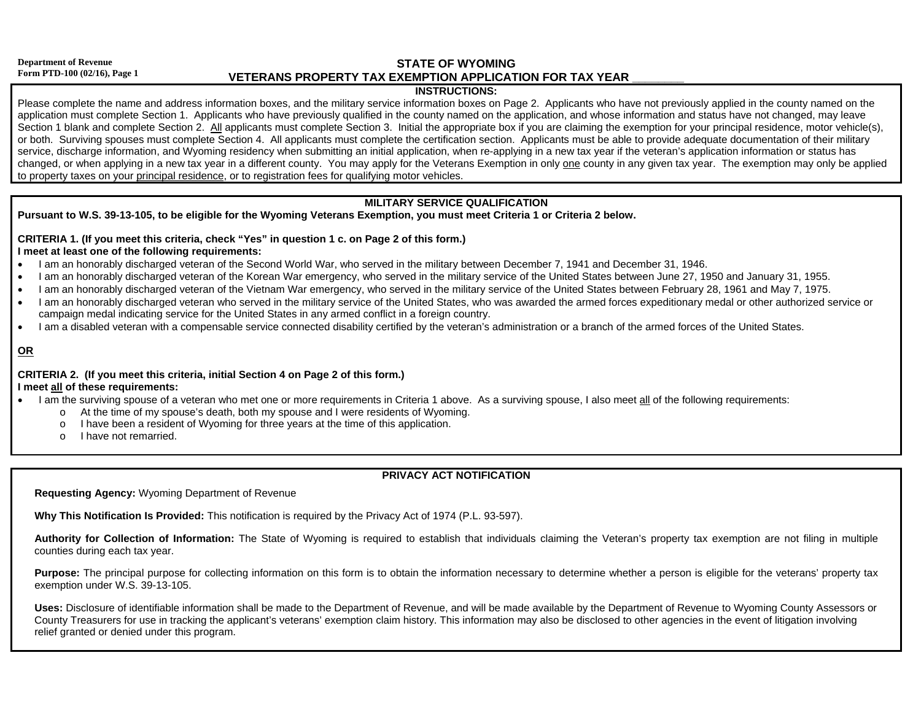Department of Revenue
Form PTD-100 (02/16), Page 1

# STATE OF WYOMING
# VETERANS PROPERTY TAX EXEMPTION APPLICATION FOR TAX YEAR _______

## INSTRUCTIONS:

Please complete the name and address information boxes, and the military service information boxes on Page 2. Applicants who have not previously applied in the county named on the application must complete Section 1. Applicants who have previously qualified in the county named on the application, and whose information and status have not changed, may leave Section 1 blank and complete Section 2. All applicants must complete Section 3. Initial the appropriate box if you are claiming the exemption for your principal residence, motor vehicle(s), or both. Surviving spouses must complete Section 4. All applicants must complete the certification section. Applicants must be able to provide adequate documentation of their military service, discharge information, and Wyoming residency when submitting an initial application, when re-applying in a new tax year if the veteran's application information or status has changed, or when applying in a new tax year in a different county. You may apply for the Veterans Exemption in only one county in any given tax year. The exemption may only be applied to property taxes on your principal residence, or to registration fees for qualifying motor vehicles.

## MILITARY SERVICE QUALIFICATION

**Pursuant to W.S. 39-13-105, to be eligible for the Wyoming Veterans Exemption, you must meet Criteria 1 or Criteria 2 below.**

**CRITERIA 1. (If you meet this criteria, check "Yes" in question 1 c. on Page 2 of this form.)**
**I meet at least one of the following requirements:**

- I am an honorably discharged veteran of the Second World War, who served in the military between December 7, 1941 and December 31, 1946.
- I am an honorably discharged veteran of the Korean War emergency, who served in the military service of the United States between June 27, 1950 and January 31, 1955.
- I am an honorably discharged veteran of the Vietnam War emergency, who served in the military service of the United States between February 28, 1961 and May 7, 1975.
- I am an honorably discharged veteran who served in the military service of the United States, who was awarded the armed forces expeditionary medal or other authorized service or campaign medal indicating service for the United States in any armed conflict in a foreign country.
- I am a disabled veteran with a compensable service connected disability certified by the veteran's administration or a branch of the armed forces of the United States.

**OR**

**CRITERIA 2. (If you meet this criteria, initial Section 4 on Page 2 of this form.)**
**I meet all of these requirements:**

- I am the surviving spouse of a veteran who met one or more requirements in Criteria 1 above. As a surviving spouse, I also meet all of the following requirements:
  - At the time of my spouse's death, both my spouse and I were residents of Wyoming.
  - I have been a resident of Wyoming for three years at the time of this application.
  - I have not remarried.

## PRIVACY ACT NOTIFICATION

**Requesting Agency:** Wyoming Department of Revenue

**Why This Notification Is Provided:** This notification is required by the Privacy Act of 1974 (P.L. 93-597).

**Authority for Collection of Information:** The State of Wyoming is required to establish that individuals claiming the Veteran's property tax exemption are not filing in multiple counties during each tax year.

**Purpose:** The principal purpose for collecting information on this form is to obtain the information necessary to determine whether a person is eligible for the veterans' property tax exemption under W.S. 39-13-105.

**Uses:** Disclosure of identifiable information shall be made to the Department of Revenue, and will be made available by the Department of Revenue to Wyoming County Assessors or County Treasurers for use in tracking the applicant's veterans' exemption claim history. This information may also be disclosed to other agencies in the event of litigation involving relief granted or denied under this program.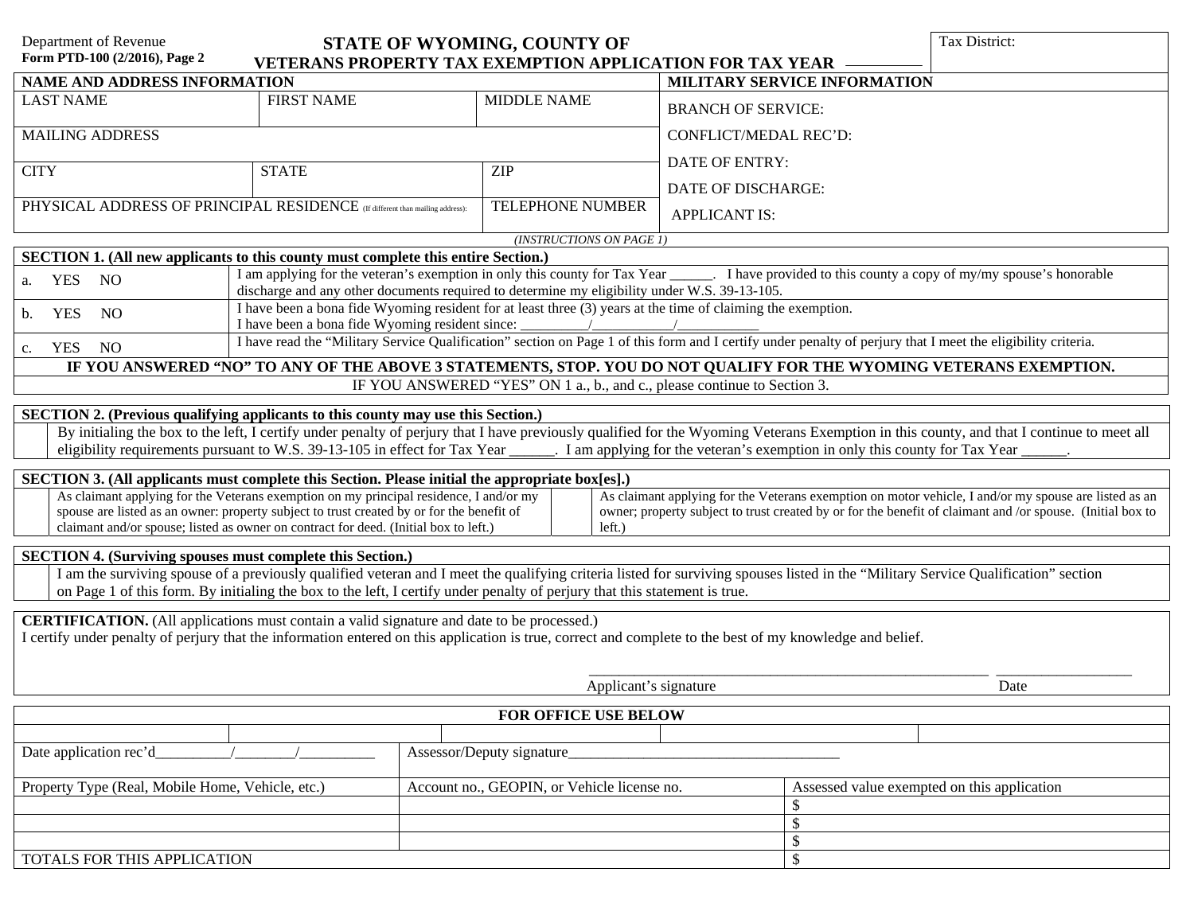Department of Revenue
**Form PTD-100 (2/2016), Page 2**

## STATE OF WYOMING, COUNTY OF
## VETERANS PROPERTY TAX EXEMPTION APPLICATION FOR TAX YEAR ________

Tax District:

| **NAME AND ADDRESS INFORMATION** | | | **MILITARY SERVICE INFORMATION** |
|---|---|---|---|
| LAST NAME | FIRST NAME | MIDDLE NAME | BRANCH OF SERVICE: |
| MAILING ADDRESS | | | CONFLICT/MEDAL REC'D: |
| CITY | STATE | ZIP | DATE OF ENTRY: |
| | | | DATE OF DISCHARGE: |
| PHYSICAL ADDRESS OF PRINCIPAL RESIDENCE (If different than mailing address): | | TELEPHONE NUMBER | APPLICANT IS: |

*(INSTRUCTIONS ON PAGE 1)*

| **SECTION 1. (All new applicants to this county must complete this entire Section.)** | |
|---|---|
| a. YES NO | I am applying for the veteran's exemption in only this county for Tax Year ______. I have provided to this county a copy of my/my spouse's honorable discharge and any other documents required to determine my eligibility under W.S. 39-13-105. |
| b. YES NO | I have been a bona fide Wyoming resident for at least three (3) years at the time of claiming the exemption. I have been a bona fide Wyoming resident since: _________/___________/___________ |
| c. YES NO | I have read the "Military Service Qualification" section on Page 1 of this form and I certify under penalty of perjury that I meet the eligibility criteria. |

**IF YOU ANSWERED "NO" TO ANY OF THE ABOVE 3 STATEMENTS, STOP. YOU DO NOT QUALIFY FOR THE WYOMING VETERANS EXEMPTION.**

IF YOU ANSWERED "YES" ON 1 a., b., and c., please continue to Section 3.

| **SECTION 2. (Previous qualifying applicants to this county may use this Section.)** | |
|---|---|
| | By initialing the box to the left, I certify under penalty of perjury that I have previously qualified for the Wyoming Veterans Exemption in this county, and that I continue to meet all eligibility requirements pursuant to W.S. 39-13-105 in effect for Tax Year ______. I am applying for the veteran's exemption in only this county for Tax Year ______. |

| **SECTION 3. (All applicants must complete this Section. Please initial the appropriate box[es].)** | | | |
|---|---|---|---|
| | As claimant applying for the Veterans exemption on my principal residence, I and/or my spouse are listed as an owner: property subject to trust created by or for the benefit of claimant and/or spouse; listed as owner on contract for deed. (Initial box to left.) | | As claimant applying for the Veterans exemption on motor vehicle, I and/or my spouse are listed as an owner; property subject to trust created by or for the benefit of claimant and /or spouse. (Initial box to left.) |

| **SECTION 4. (Surviving spouses must complete this Section.)** | |
|---|---|
| | I am the surviving spouse of a previously qualified veteran and I meet the qualifying criteria listed for surviving spouses listed in the "Military Service Qualification" section on Page 1 of this form. By initialing the box to the left, I certify under penalty of perjury that this statement is true. |

**CERTIFICATION.** (All applications must contain a valid signature and date to be processed.)
I certify under penalty of perjury that the information entered on this application is true, correct and complete to the best of my knowledge and belief.

_____________________________________________________ __________________
Applicant's signature Date

| **FOR OFFICE USE BELOW** | | |
|---|---|---|
| Date application rec'd_________/_______/_________ | Assessor/Deputy signature___________________________________ | |
| Property Type (Real, Mobile Home, Vehicle, etc.) | Account no., GEOPIN, or Vehicle license no. | Assessed value exempted on this application |
| | | $ |
| | | $ |
| | | $ |
| TOTALS FOR THIS APPLICATION | | $ |